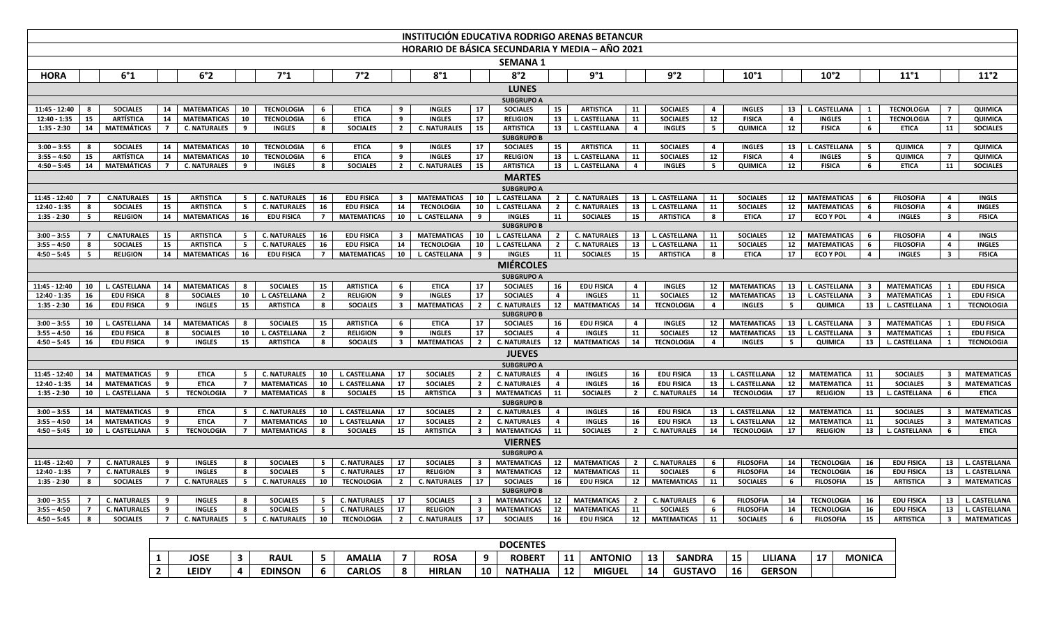# INSTITUCIÓN EDUCATIVA RODRIGO ARENAS BETANCUR

## HORARIO DE BÁSICA SECUNDARIA Y MEDIA – AÑO 2021

### SEMANA 1

| HORA | | 6°1 | | 6°2 | | 7°1 | | 7°2 | | 8°1 | | 8°2 | | 9°1 | | 9°2 | | 10°1 | | 10°2 | | 11°1 | | 11°2 |
|---|---|---|---|---|---|---|---|---|---|---|---|---|---|---|---|---|---|---|---|---|---|---|---|---|
| **LUNES** | | | | | | | | | | | | | | | | | | | | | | | | |
| **SUBGRUPO A** | | | | | | | | | | | | | | | | | | | | | | | | |
| 11:45 - 12:40 | 8 | SOCIALES | 14 | MATEMATICAS | 10 | TECNOLOGIA | 6 | ETICA | 9 | INGLES | 17 | SOCIALES | 15 | ARTISTICA | 11 | SOCIALES | 4 | INGLES | 13 | L. CASTELLANA | 1 | TECNOLOGIA | 7 | QUIMICA |
| 12:40 - 1:35 | 15 | ARTÍSTICA | 14 | MATEMATICAS | 10 | TECNOLOGIA | 6 | ETICA | 9 | INGLES | 17 | RELIGION | 13 | L. CASTELLANA | 11 | SOCIALES | 12 | FISICA | 4 | INGLES | 1 | TECNOLOGIA | 7 | QUIMICA |
| 1:35 - 2:30 | 14 | MATEMÁTICAS | 7 | C. NATURALES | 9 | INGLES | 8 | SOCIALES | 2 | C. NATURALES | 15 | ARTISTICA | 13 | L. CASTELLANA | 4 | INGLES | 5 | QUIMICA | 12 | FISICA | 6 | ETICA | 11 | SOCIALES |
| **SUBGRUPO B** | | | | | | | | | | | | | | | | | | | | | | | | |
| 3:00 – 3:55 | 8 | SOCIALES | 14 | MATEMATICAS | 10 | TECNOLOGIA | 6 | ETICA | 9 | INGLES | 17 | SOCIALES | 15 | ARTISTICA | 11 | SOCIALES | 4 | INGLES | 13 | L. CASTELLANA | 5 | QUIMICA | 7 | QUIMICA |
| 3:55 – 4:50 | 15 | ARTÍSTICA | 14 | MATEMATICAS | 10 | TECNOLOGIA | 6 | ETICA | 9 | INGLES | 17 | RELIGION | 13 | L. CASTELLANA | 11 | SOCIALES | 12 | FISICA | 4 | INGLES | 5 | QUIMICA | 7 | QUIMICA |
| 4:50 – 5:45 | 14 | MATEMÁTICAS | 7 | C. NATURALES | 9 | INGLES | 8 | SOCIALES | 2 | C. NATURALES | 15 | ARTISTICA | 13 | L. CASTELLANA | 4 | INGLES | 5 | QUIMICA | 12 | FISICA | 6 | ETICA | 11 | SOCIALES |
| **MARTES** | | | | | | | | | | | | | | | | | | | | | | | | |
| **SUBGRUPO A** | | | | | | | | | | | | | | | | | | | | | | | | |
| 11:45 - 12:40 | 7 | C.NATURALES | 15 | ARTISTICA | 5 | C. NATURALES | 16 | EDU FISICA | 3 | MATEMATICAS | 10 | L. CASTELLANA | 2 | C. NATURALES | 13 | L. CASTELLANA | 11 | SOCIALES | 12 | MATEMATICAS | 6 | FILOSOFIA | 4 | INGLS |
| 12:40 - 1:35 | 8 | SOCIALES | 15 | ARTISTICA | 5 | C. NATURALES | 16 | EDU FISICA | 14 | TECNOLOGIA | 10 | L. CASTELLANA | 2 | C. NATURALES | 13 | L. CASTELLANA | 11 | SOCIALES | 12 | MATEMATICAS | 6 | FILOSOFIA | 4 | INGLES |
| 1:35 - 2:30 | 5 | RELIGION | 14 | MATEMATICAS | 16 | EDU FISICA | 7 | MATEMATICAS | 10 | L. CASTELLANA | 9 | INGLES | 11 | SOCIALES | 15 | ARTISTICA | 8 | ETICA | 17 | ECO Y POL | 4 | INGLES | 3 | FISICA |
| **SUBGRUPO B** | | | | | | | | | | | | | | | | | | | | | | | | |
| 3:00 – 3:55 | 7 | C.NATURALES | 15 | ARTISTICA | 5 | C. NATURALES | 16 | EDU FISICA | 3 | MATEMATICAS | 10 | L. CASTELLANA | 2 | C. NATURALES | 13 | L. CASTELLANA | 11 | SOCIALES | 12 | MATEMATICAS | 6 | FILOSOFIA | 4 | INGLS |
| 3:55 – 4:50 | 8 | SOCIALES | 15 | ARTISTICA | 5 | C. NATURALES | 16 | EDU FISICA | 14 | TECNOLOGIA | 10 | L. CASTELLANA | 2 | C. NATURALES | 13 | L. CASTELLANA | 11 | SOCIALES | 12 | MATEMATICAS | 6 | FILOSOFIA | 4 | INGLES |
| 4:50 – 5:45 | 5 | RELIGION | 14 | MATEMATICAS | 16 | EDU FISICA | 7 | MATEMATICAS | 10 | L. CASTELLANA | 9 | INGLES | 11 | SOCIALES | 15 | ARTISTICA | 8 | ETICA | 17 | ECO Y POL | 4 | INGLES | 3 | FISICA |
| **MIÉRCOLES** | | | | | | | | | | | | | | | | | | | | | | | | |
| **SUBGRUPO A** | | | | | | | | | | | | | | | | | | | | | | | | |
| 11:45 - 12:40 | 10 | L. CASTELLANA | 14 | MATEMATICAS | 8 | SOCIALES | 15 | ARTISTICA | 6 | ETICA | 17 | SOCIALES | 16 | EDU FISICA | 4 | INGLES | 12 | MATEMATICAS | 13 | L. CASTELLANA | 3 | MATEMATICAS | 1 | EDU FISICA |
| 12:40 - 1:35 | 16 | EDU FISICA | 8 | SOCIALES | 10 | L. CASTELLANA | 2 | RELIGION | 9 | INGLES | 17 | SOCIALES | 4 | INGLES | 11 | SOCIALES | 12 | MATEMATICAS | 13 | L. CASTELLANA | 3 | MATEMATICAS | 1 | EDU FISICA |
| 1:35 - 2:30 | 16 | EDU FISICA | 9 | INGLES | 15 | ARTISTICA | 8 | SOCIALES | 3 | MATEMATICAS | 2 | C. NATURALES | 12 | MATEMATICAS | 14 | TECNOLOGIA | 4 | INGLES | 5 | QUIMICA | 13 | L. CASTELLANA | 1 | TECNOLOGIA |
| **SUBGRUPO B** | | | | | | | | | | | | | | | | | | | | | | | | |
| 3:00 – 3:55 | 10 | L. CASTELLANA | 14 | MATEMATICAS | 8 | SOCIALES | 15 | ARTISTICA | 6 | ETICA | 17 | SOCIALES | 16 | EDU FISICA | 4 | INGLES | 12 | MATEMATICAS | 13 | L. CASTELLANA | 3 | MATEMATICAS | 1 | EDU FISICA |
| 3:55 – 4:50 | 16 | EDU FISICA | 8 | SOCIALES | 10 | L. CASTELLANA | 2 | RELIGION | 9 | INGLES | 17 | SOCIALES | 4 | INGLES | 11 | SOCIALES | 12 | MATEMATICAS | 13 | L. CASTELLANA | 3 | MATEMATICAS | 1 | EDU FISICA |
| 4:50 – 5:45 | 16 | EDU FISICA | 9 | INGLES | 15 | ARTISTICA | 8 | SOCIALES | 3 | MATEMATICAS | 2 | C. NATURALES | 12 | MATEMATICAS | 14 | TECNOLOGIA | 4 | INGLES | 5 | QUIMICA | 13 | L. CASTELLANA | 1 | TECNOLOGIA |
| **JUEVES** | | | | | | | | | | | | | | | | | | | | | | | | |
| **SUBGRUPO A** | | | | | | | | | | | | | | | | | | | | | | | | |
| 11:45 - 12:40 | 14 | MATEMATICAS | 9 | ETICA | 5 | C. NATURALES | 10 | L. CASTELLANA | 17 | SOCIALES | 2 | C. NATURALES | 4 | INGLES | 16 | EDU FISICA | 13 | L. CASTELLANA | 12 | MATEMATICA | 11 | SOCIALES | 3 | MATEMATICAS |
| 12:40 - 1:35 | 14 | MATEMATICAS | 9 | ETICA | 7 | MATEMATICAS | 10 | L. CASTELLANA | 17 | SOCIALES | 2 | C. NATURALES | 4 | INGLES | 16 | EDU FISICA | 13 | L. CASTELLANA | 12 | MATEMATICA | 11 | SOCIALES | 3 | MATEMATICAS |
| 1:35 - 2:30 | 10 | L. CASTELLANA | 5 | TECNOLOGIA | 7 | MATEMATICAS | 8 | SOCIALES | 15 | ARTISTICA | 3 | MATEMATICAS | 11 | SOCIALES | 2 | C. NATURALES | 14 | TECNOLOGIA | 17 | RELIGION | 13 | L. CASTELLANA | 6 | ETICA |
| **SUBGRUPO B** | | | | | | | | | | | | | | | | | | | | | | | | |
| 3:00 – 3:55 | 14 | MATEMATICAS | 9 | ETICA | 5 | C. NATURALES | 10 | L. CASTELLANA | 17 | SOCIALES | 2 | C. NATURALES | 4 | INGLES | 16 | EDU FISICA | 13 | L. CASTELLANA | 12 | MATEMATICA | 11 | SOCIALES | 3 | MATEMATICAS |
| 3:55 – 4:50 | 14 | MATEMATICAS | 9 | ETICA | 7 | MATEMATICAS | 10 | L. CASTELLANA | 17 | SOCIALES | 2 | C. NATURALES | 4 | INGLES | 16 | EDU FISICA | 13 | L. CASTELLANA | 12 | MATEMATICA | 11 | SOCIALES | 3 | MATEMATICAS |
| 4:50 – 5:45 | 10 | L. CASTELLANA | 5 | TECNOLOGIA | 7 | MATEMATICAS | 8 | SOCIALES | 15 | ARTISTICA | 3 | MATEMATICAS | 11 | SOCIALES | 2 | C. NATURALES | 14 | TECNOLOGIA | 17 | RELIGION | 13 | L. CASTELLANA | 6 | ETICA |
| **VIERNES** | | | | | | | | | | | | | | | | | | | | | | | | |
| **SUBGRUPO A** | | | | | | | | | | | | | | | | | | | | | | | | |
| 11:45 - 12:40 | 7 | C. NATURALES | 9 | INGLES | 8 | SOCIALES | 5 | C. NATURALES | 17 | SOCIALES | 3 | MATEMATICAS | 12 | MATEMATICAS | 2 | C. NATURALES | 6 | FILOSOFIA | 14 | TECNOLOGIA | 16 | EDU FISICA | 13 | L. CASTELLANA |
| 12:40 - 1:35 | 7 | C. NATURALES | 9 | INGLES | 8 | SOCIALES | 5 | C. NATURALES | 17 | RELIGION | 3 | MATEMATICAS | 12 | MATEMATICAS | 11 | SOCIALES | 6 | FILOSOFIA | 14 | TECNOLOGIA | 16 | EDU FISICA | 13 | L. CASTELLANA |
| 1:35 - 2:30 | 8 | SOCIALES | 7 | C. NATURALES | 5 | C. NATURALES | 10 | TECNOLOGIA | 2 | C. NATURALES | 17 | SOCIALES | 16 | EDU FISICA | 12 | MATEMATICAS | 11 | SOCIALES | 6 | FILOSOFIA | 15 | ARTISTICA | 3 | MATEMATICAS |
| **SUBGRUPO B** | | | | | | | | | | | | | | | | | | | | | | | | |
| 3:00 – 3:55 | 7 | C. NATURALES | 9 | INGLES | 8 | SOCIALES | 5 | C. NATURALES | 17 | SOCIALES | 3 | MATEMATICAS | 12 | MATEMATICAS | 2 | C. NATURALES | 6 | FILOSOFIA | 14 | TECNOLOGIA | 16 | EDU FISICA | 13 | L. CASTELLANA |
| 3:55 – 4:50 | 7 | C. NATURALES | 9 | INGLES | 8 | SOCIALES | 5 | C. NATURALES | 17 | RELIGION | 3 | MATEMATICAS | 12 | MATEMATICAS | 11 | SOCIALES | 6 | FILOSOFIA | 14 | TECNOLOGIA | 16 | EDU FISICA | 13 | L. CASTELLANA |
| 4:50 – 5:45 | 8 | SOCIALES | 7 | C. NATURALES | 5 | C. NATURALES | 10 | TECNOLOGIA | 2 | C. NATURALES | 17 | SOCIALES | 16 | EDU FISICA | 12 | MATEMATICAS | 11 | SOCIALES | 6 | FILOSOFIA | 15 | ARTISTICA | 3 | MATEMATICAS |

| DOCENTES | | | | | | | | | | | | | | | | |
|---|---|---|---|---|---|---|---|---|---|---|---|---|---|---|---|---|
| 1 | JOSE | 3 | RAUL | 5 | AMALIA | 7 | ROSA | 9 | ROBERT | 11 | ANTONIO | 13 | SANDRA | 15 | LILIANA | 17 | MONICA |
| 2 | LEIDY | 4 | EDINSON | 6 | CARLOS | 8 | HIRLAN | 10 | NATHALIA | 12 | MIGUEL | 14 | GUSTAVO | 16 | GERSON | | |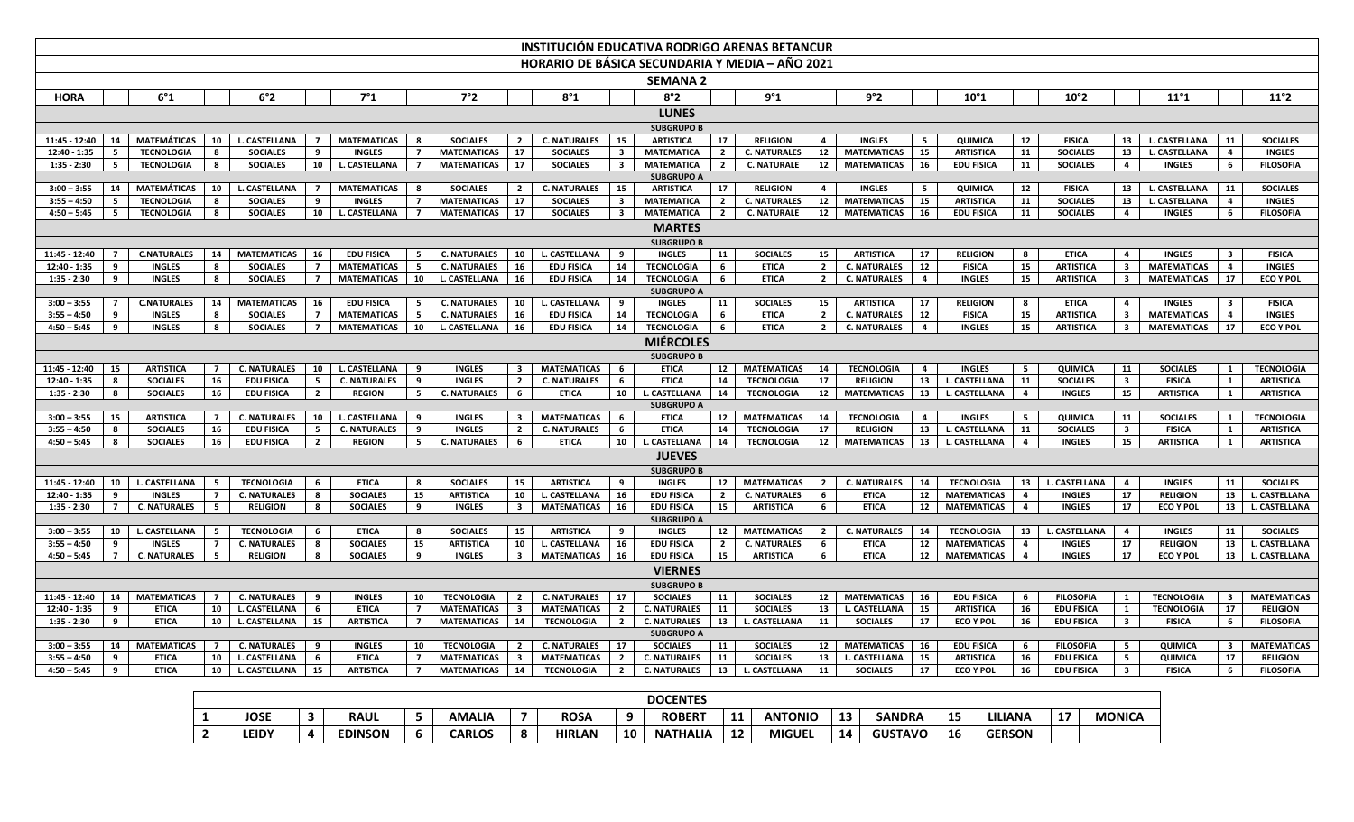# INSTITUCIÓN EDUCATIVA RODRIGO ARENAS BETANCUR

## HORARIO DE BÁSICA SECUNDARIA Y MEDIA – AÑO 2021

### SEMANA 2

| HORA | | 6°1 | | 6°2 | | 7°1 | | 7°2 | | 8°1 | | 8°2 | | 9°1 | | 9°2 | | 10°1 | | 10°2 | | 11°1 | | 11°2 |
|---|---|---|---|---|---|---|---|---|---|---|---|---|---|---|---|---|---|---|---|---|---|---|---|---|
| **LUNES** | | | | | | | | | | | | | | | | | | | | | | | | |
| SUBGRUPO B | | | | | | | | | | | | | | | | | | | | | | | | |
| 11:45 - 12:40 | 14 | MATEMÁTICAS | 10 | L. CASTELLANA | 7 | MATEMATICAS | 8 | SOCIALES | 2 | C. NATURALES | 15 | ARTISTICA | 17 | RELIGION | 4 | INGLES | 5 | QUIMICA | 12 | FISICA | 13 | L. CASTELLANA | 11 | SOCIALES |
| 12:40 - 1:35 | 5 | TECNOLOGIA | 8 | SOCIALES | 9 | INGLES | 7 | MATEMATICAS | 17 | SOCIALES | 3 | MATEMATICA | 2 | C. NATURALES | 12 | MATEMATICAS | 15 | ARTISTICA | 11 | SOCIALES | 13 | L. CASTELLANA | 4 | INGLES |
| 1:35 - 2:30 | 5 | TECNOLOGIA | 8 | SOCIALES | 10 | L. CASTELLANA | 7 | MATEMATICAS | 17 | SOCIALES | 3 | MATEMATICA | 2 | C. NATURALE | 12 | MATEMATICAS | 16 | EDU FISICA | 11 | SOCIALES | 4 | INGLES | 6 | FILOSOFIA |
| SUBGRUPO A | | | | | | | | | | | | | | | | | | | | | | | | |
| 3:00 – 3:55 | 14 | MATEMÁTICAS | 10 | L. CASTELLANA | 7 | MATEMATICAS | 8 | SOCIALES | 2 | C. NATURALES | 15 | ARTISTICA | 17 | RELIGION | 4 | INGLES | 5 | QUIMICA | 12 | FISICA | 13 | L. CASTELLANA | 11 | SOCIALES |
| 3:55 – 4:50 | 5 | TECNOLOGIA | 8 | SOCIALES | 9 | INGLES | 7 | MATEMATICAS | 17 | SOCIALES | 3 | MATEMATICA | 2 | C. NATURALES | 12 | MATEMATICAS | 15 | ARTISTICA | 11 | SOCIALES | 13 | L. CASTELLANA | 4 | INGLES |
| 4:50 – 5:45 | 5 | TECNOLOGIA | 8 | SOCIALES | 10 | L. CASTELLANA | 7 | MATEMATICAS | 17 | SOCIALES | 3 | MATEMATICA | 2 | C. NATURALE | 12 | MATEMATICAS | 16 | EDU FISICA | 11 | SOCIALES | 4 | INGLES | 6 | FILOSOFIA |
| **MARTES** | | | | | | | | | | | | | | | | | | | | | | | | |
| SUBGRUPO B | | | | | | | | | | | | | | | | | | | | | | | | |
| 11:45 - 12:40 | 7 | C.NATURALES | 14 | MATEMATICAS | 16 | EDU FISICA | 5 | C. NATURALES | 10 | L. CASTELLANA | 9 | INGLES | 11 | SOCIALES | 15 | ARTISTICA | 17 | RELIGION | 8 | ETICA | 4 | INGLES | 3 | FISICA |
| 12:40 - 1:35 | 9 | INGLES | 8 | SOCIALES | 7 | MATEMATICAS | 5 | C. NATURALES | 16 | EDU FISICA | 14 | TECNOLOGIA | 6 | ETICA | 2 | C. NATURALES | 12 | FISICA | 15 | ARTISTICA | 3 | MATEMATICAS | 4 | INGLES |
| 1:35 - 2:30 | 9 | INGLES | 8 | SOCIALES | 7 | MATEMATICAS | 10 | L. CASTELLANA | 16 | EDU FISICA | 14 | TECNOLOGIA | 6 | ETICA | 2 | C. NATURALES | 4 | INGLES | 15 | ARTISTICA | 3 | MATEMATICAS | 17 | ECO Y POL |
| SUBGRUPO A | | | | | | | | | | | | | | | | | | | | | | | | |
| 3:00 – 3:55 | 7 | C.NATURALES | 14 | MATEMATICAS | 16 | EDU FISICA | 5 | C. NATURALES | 10 | L. CASTELLANA | 9 | INGLES | 11 | SOCIALES | 15 | ARTISTICA | 17 | RELIGION | 8 | ETICA | 4 | INGLES | 3 | FISICA |
| 3:55 – 4:50 | 9 | INGLES | 8 | SOCIALES | 7 | MATEMATICAS | 5 | C. NATURALES | 16 | EDU FISICA | 14 | TECNOLOGIA | 6 | ETICA | 2 | C. NATURALES | 12 | FISICA | 15 | ARTISTICA | 3 | MATEMATICAS | 4 | INGLES |
| 4:50 – 5:45 | 9 | INGLES | 8 | SOCIALES | 7 | MATEMATICAS | 10 | L. CASTELLANA | 16 | EDU FISICA | 14 | TECNOLOGIA | 6 | ETICA | 2 | C. NATURALES | 4 | INGLES | 15 | ARTISTICA | 3 | MATEMATICAS | 17 | ECO Y POL |
| **MIÉRCOLES** | | | | | | | | | | | | | | | | | | | | | | | | |
| SUBGRUPO B | | | | | | | | | | | | | | | | | | | | | | | | |
| 11:45 - 12:40 | 15 | ARTISTICA | 7 | C. NATURALES | 10 | L. CASTELLANA | 9 | INGLES | 3 | MATEMATICAS | 6 | ETICA | 12 | MATEMATICAS | 14 | TECNOLOGIA | 4 | INGLES | 5 | QUIMICA | 11 | SOCIALES | 1 | TECNOLOGIA |
| 12:40 - 1:35 | 8 | SOCIALES | 16 | EDU FISICA | 5 | C. NATURALES | 9 | INGLES | 2 | C. NATURALES | 6 | ETICA | 14 | TECNOLOGIA | 17 | RELIGION | 13 | L. CASTELLANA | 11 | SOCIALES | 3 | FISICA | 1 | ARTISTICA |
| 1:35 - 2:30 | 8 | SOCIALES | 16 | EDU FISICA | 2 | REGION | 5 | C. NATURALES | 6 | ETICA | 10 | L. CASTELLANA | 14 | TECNOLOGIA | 12 | MATEMATICAS | 13 | L. CASTELLANA | 4 | INGLES | 15 | ARTISTICA | 1 | ARTISTICA |
| SUBGRUPO A | | | | | | | | | | | | | | | | | | | | | | | | |
| 3:00 – 3:55 | 15 | ARTISTICA | 7 | C. NATURALES | 10 | L. CASTELLANA | 9 | INGLES | 3 | MATEMATICAS | 6 | ETICA | 12 | MATEMATICAS | 14 | TECNOLOGIA | 4 | INGLES | 5 | QUIMICA | 11 | SOCIALES | 1 | TECNOLOGIA |
| 3:55 – 4:50 | 8 | SOCIALES | 16 | EDU FISICA | 5 | C. NATURALES | 9 | INGLES | 2 | C. NATURALES | 6 | ETICA | 14 | TECNOLOGIA | 17 | RELIGION | 13 | L. CASTELLANA | 11 | SOCIALES | 3 | FISICA | 1 | ARTISTICA |
| 4:50 – 5:45 | 8 | SOCIALES | 16 | EDU FISICA | 2 | REGION | 5 | C. NATURALES | 6 | ETICA | 10 | L. CASTELLANA | 14 | TECNOLOGIA | 12 | MATEMATICAS | 13 | L. CASTELLANA | 4 | INGLES | 15 | ARTISTICA | 1 | ARTISTICA |
| **JUEVES** | | | | | | | | | | | | | | | | | | | | | | | | |
| SUBGRUPO B | | | | | | | | | | | | | | | | | | | | | | | | |
| 11:45 - 12:40 | 10 | L. CASTELLANA | 5 | TECNOLOGIA | 6 | ETICA | 8 | SOCIALES | 15 | ARTISTICA | 9 | INGLES | 12 | MATEMATICAS | 2 | C. NATURALES | 14 | TECNOLOGIA | 13 | L. CASTELLANA | 4 | INGLES | 11 | SOCIALES |
| 12:40 - 1:35 | 9 | INGLES | 7 | C. NATURALES | 8 | SOCIALES | 15 | ARTISTICA | 10 | L. CASTELLANA | 16 | EDU FISICA | 2 | C. NATURALES | 6 | ETICA | 12 | MATEMATICAS | 4 | INGLES | 17 | RELIGION | 13 | L. CASTELLANA |
| 1:35 - 2:30 | 7 | C. NATURALES | 5 | RELIGION | 8 | SOCIALES | 9 | INGLES | 3 | MATEMATICAS | 16 | EDU FISICA | 15 | ARTISTICA | 6 | ETICA | 12 | MATEMATICAS | 4 | INGLES | 17 | ECO Y POL | 13 | L. CASTELLANA |
| SUBGRUPO A | | | | | | | | | | | | | | | | | | | | | | | | |
| 3:00 – 3:55 | 10 | L. CASTELLANA | 5 | TECNOLOGIA | 6 | ETICA | 8 | SOCIALES | 15 | ARTISTICA | 9 | INGLES | 12 | MATEMATICAS | 2 | C. NATURALES | 14 | TECNOLOGIA | 13 | L. CASTELLANA | 4 | INGLES | 11 | SOCIALES |
| 3:55 – 4:50 | 9 | INGLES | 7 | C. NATURALES | 8 | SOCIALES | 15 | ARTISTICA | 10 | L. CASTELLANA | 16 | EDU FISICA | 2 | C. NATURALES | 6 | ETICA | 12 | MATEMATICAS | 4 | INGLES | 17 | RELIGION | 13 | L. CASTELLANA |
| 4:50 – 5:45 | 7 | C. NATURALES | 5 | RELIGION | 8 | SOCIALES | 9 | INGLES | 3 | MATEMATICAS | 16 | EDU FISICA | 15 | ARTISTICA | 6 | ETICA | 12 | MATEMATICAS | 4 | INGLES | 17 | ECO Y POL | 13 | L. CASTELLANA |
| **VIERNES** | | | | | | | | | | | | | | | | | | | | | | | | |
| SUBGRUPO B | | | | | | | | | | | | | | | | | | | | | | | | |
| 11:45 - 12:40 | 14 | MATEMATICAS | 7 | C. NATURALES | 9 | INGLES | 10 | TECNOLOGIA | 2 | C. NATURALES | 17 | SOCIALES | 11 | SOCIALES | 12 | MATEMATICAS | 16 | EDU FISICA | 6 | FILOSOFIA | 1 | TECNOLOGIA | 3 | MATEMATICAS |
| 12:40 - 1:35 | 9 | ETICA | 10 | L. CASTELLANA | 6 | ETICA | 7 | MATEMATICAS | 3 | MATEMATICAS | 2 | C. NATURALES | 11 | SOCIALES | 13 | L. CASTELLANA | 15 | ARTISTICA | 16 | EDU FISICA | 1 | TECNOLOGIA | 17 | RELIGION |
| 1:35 - 2:30 | 9 | ETICA | 10 | L. CASTELLANA | 15 | ARTISTICA | 7 | MATEMATICAS | 14 | TECNOLOGIA | 2 | C. NATURALES | 13 | L. CASTELLANA | 11 | SOCIALES | 17 | ECO Y POL | 16 | EDU FISICA | 3 | FISICA | 6 | FILOSOFIA |
| SUBGRUPO A | | | | | | | | | | | | | | | | | | | | | | | | |
| 3:00 – 3:55 | 14 | MATEMATICAS | 7 | C. NATURALES | 9 | INGLES | 10 | TECNOLOGIA | 2 | C. NATURALES | 17 | SOCIALES | 11 | SOCIALES | 12 | MATEMATICAS | 16 | EDU FISICA | 6 | FILOSOFIA | 5 | QUIMICA | 3 | MATEMATICAS |
| 3:55 – 4:50 | 9 | ETICA | 10 | L. CASTELLANA | 6 | ETICA | 7 | MATEMATICAS | 3 | MATEMATICAS | 2 | C. NATURALES | 11 | SOCIALES | 13 | L. CASTELLANA | 15 | ARTISTICA | 16 | EDU FISICA | 5 | QUIMICA | 17 | RELIGION |
| 4:50 – 5:45 | 9 | ETICA | 10 | L. CASTELLANA | 15 | ARTISTICA | 7 | MATEMATICAS | 14 | TECNOLOGIA | 2 | C. NATURALES | 13 | L. CASTELLANA | 11 | SOCIALES | 17 | ECO Y POL | 16 | EDU FISICA | 3 | FISICA | 6 | FILOSOFIA |

| DOCENTES | | | | | | | | | | | | | | | | | |
|---|---|---|---|---|---|---|---|---|---|---|---|---|---|---|---|---|---|
| 1 | JOSE | 3 | RAUL | 5 | AMALIA | 7 | ROSA | 9 | ROBERT | 11 | ANTONIO | 13 | SANDRA | 15 | LILIANA | 17 | MONICA |
| 2 | LEIDY | 4 | EDINSON | 6 | CARLOS | 8 | HIRLAN | 10 | NATHALIA | 12 | MIGUEL | 14 | GUSTAVO | 16 | GERSON | | |